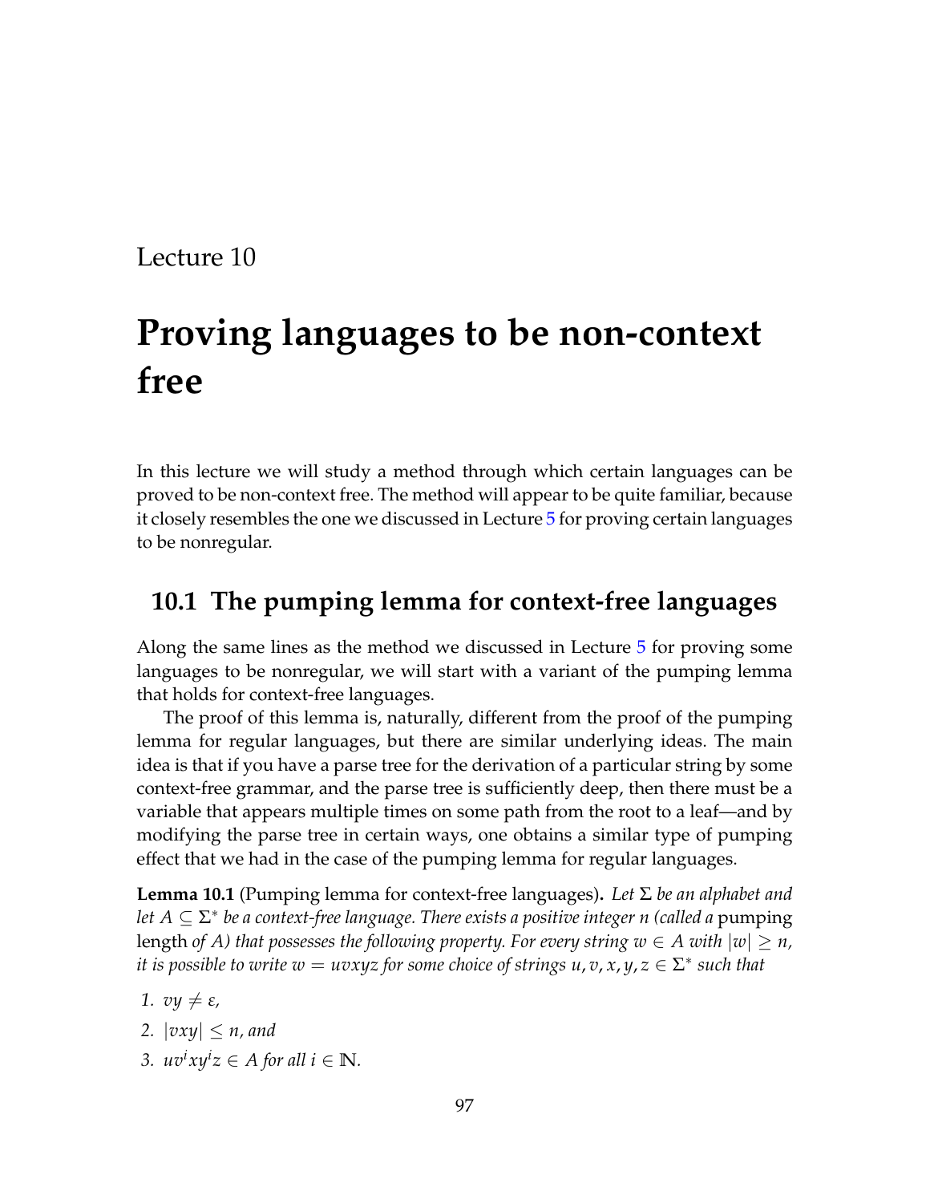Lecture 10

# Proving languages to be non-context free

In this lecture we will study a method through which certain languages can be proved to be non-context free. The method will appear to be quite familiar, because it closely resembles the one we discussed in Lecture 5 for proving certain languages to be nonregular.

## 10.1 The pumping lemma for context-free languages

Along the same lines as the method we discussed in Lecture 5 for proving some languages to be nonregular, we will start with a variant of the pumping lemma that holds for context-free languages.

The proof of this lemma is, naturally, different from the proof of the pumping lemma for regular languages, but there are similar underlying ideas. The main idea is that if you have a parse tree for the derivation of a particular string by some context-free grammar, and the parse tree is sufficiently deep, then there must be a variable that appears multiple times on some path from the root to a leaf—and by modifying the parse tree in certain ways, one obtains a similar type of pumping effect that we had in the case of the pumping lemma for regular languages.

**Lemma 10.1** (Pumping lemma for context-free languages)**.** *Let $\Sigma$ be an alphabet and let $A \subseteq \Sigma^*$ be a context-free language. There exists a positive integer $n$ (called a* pumping length *of $A$) that possesses the following property. For every string $w \in A$ with $|w| \geq n$, it is possible to write $w = uvxyz$ for some choice of strings $u, v, x, y, z \in \Sigma^*$ such that*

1. *$vy \neq \varepsilon$,*
2. *$|vxy| \leq n$, and*
3. *$uv^ixy^iz \in A$ for all $i \in \mathbb{N}$.*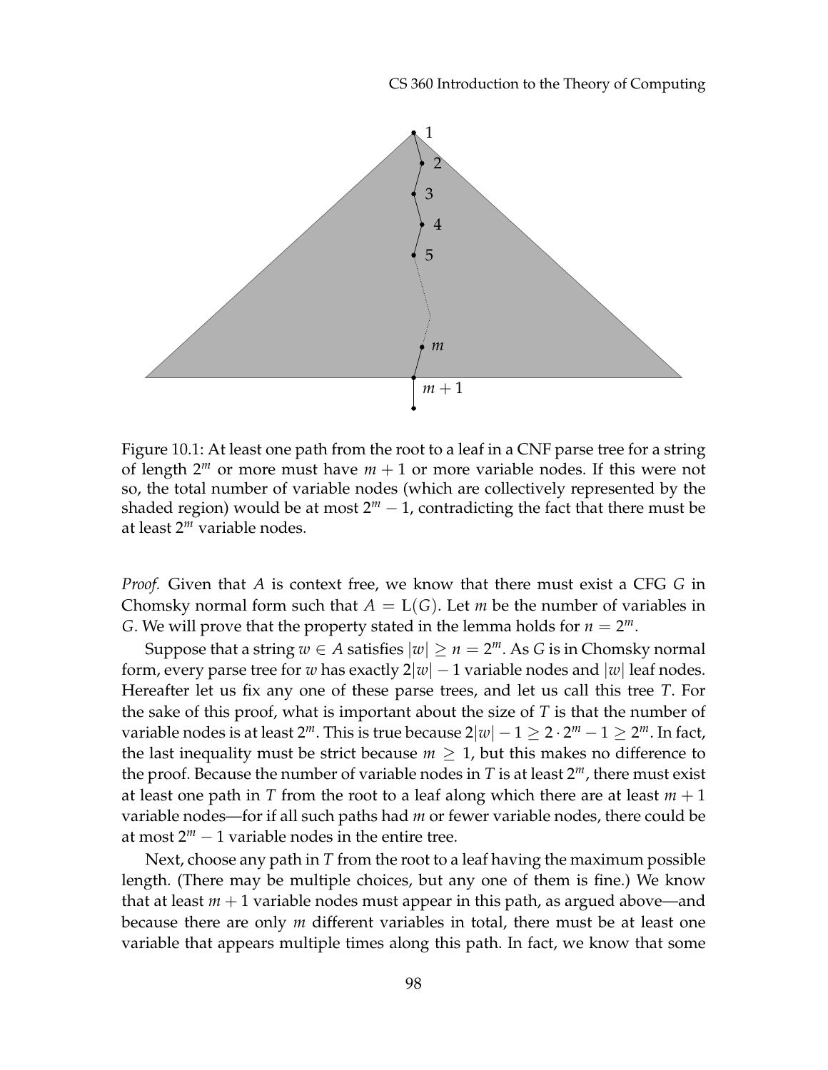Figure 10.1: At least one path from the root to a leaf in a CNF parse tree for a string of length $2^m$ or more must have $m+1$ or more variable nodes. If this were not so, the total number of variable nodes (which are collectively represented by the shaded region) would be at most $2^m - 1$, contradicting the fact that there must be at least $2^m$ variable nodes.

*Proof.* Given that $A$ is context free, we know that there must exist a CFG $G$ in Chomsky normal form such that $A = \mathrm{L}(G)$. Let $m$ be the number of variables in $G$. We will prove that the property stated in the lemma holds for $n = 2^m$.

Suppose that a string $w \in A$ satisfies $|w| \geq n = 2^m$. As $G$ is in Chomsky normal form, every parse tree for $w$ has exactly $2|w| - 1$ variable nodes and $|w|$ leaf nodes. Hereafter let us fix any one of these parse trees, and let us call this tree $T$. For the sake of this proof, what is important about the size of $T$ is that the number of variable nodes is at least $2^m$. This is true because $2|w| - 1 \geq 2 \cdot 2^m - 1 \geq 2^m$. In fact, the last inequality must be strict because $m \geq 1$, but this makes no difference to the proof. Because the number of variable nodes in $T$ is at least $2^m$, there must exist at least one path in $T$ from the root to a leaf along which there are at least $m+1$ variable nodes—for if all such paths had $m$ or fewer variable nodes, there could be at most $2^m - 1$ variable nodes in the entire tree.

Next, choose any path in $T$ from the root to a leaf having the maximum possible length. (There may be multiple choices, but any one of them is fine.) We know that at least $m+1$ variable nodes must appear in this path, as argued above—and because there are only $m$ different variables in total, there must be at least one variable that appears multiple times along this path. In fact, we know that some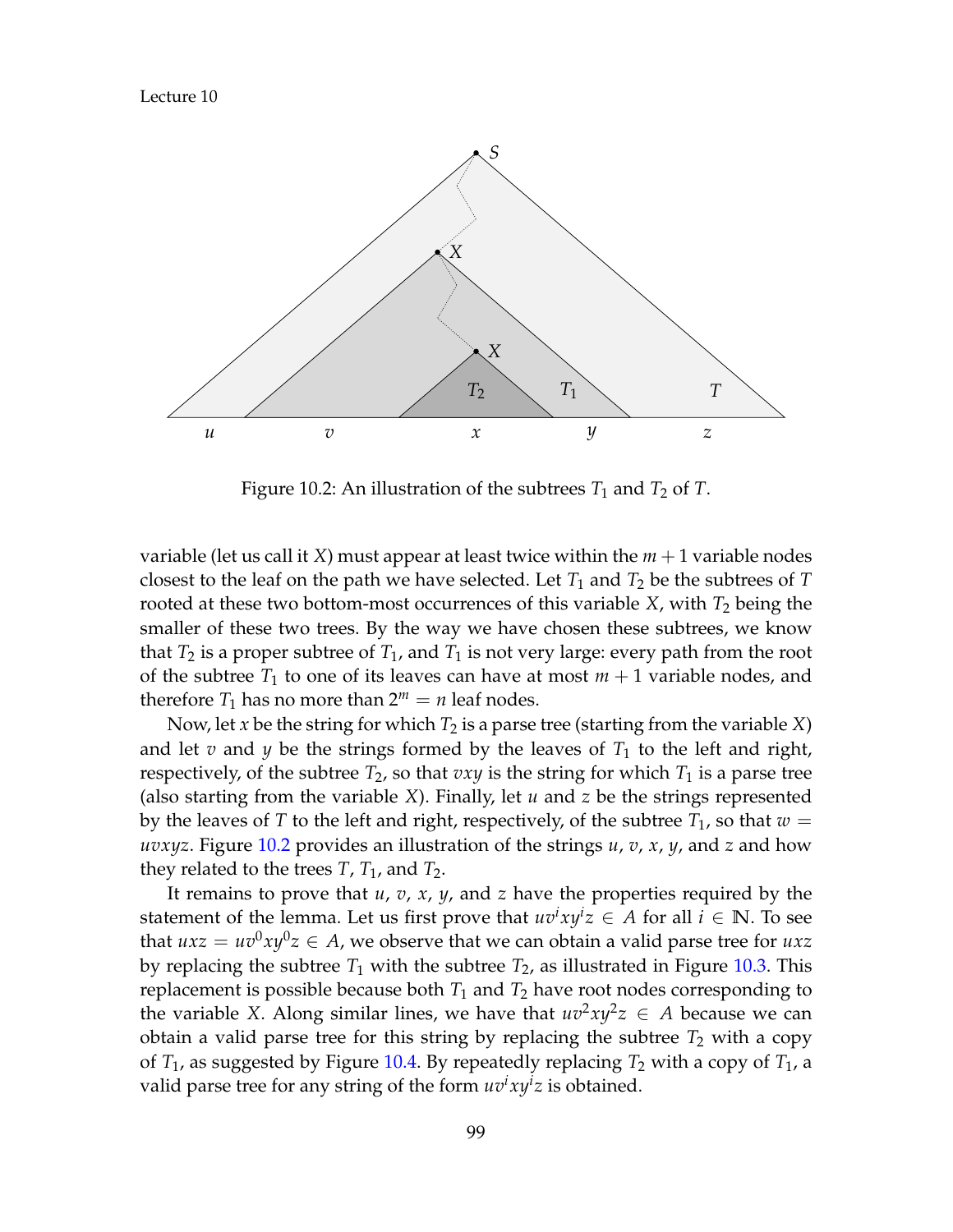Figure 10.2: An illustration of the subtrees $T_1$ and $T_2$ of $T$.

variable (let us call it $X$) must appear at least twice within the $m+1$ variable nodes closest to the leaf on the path we have selected. Let $T_1$ and $T_2$ be the subtrees of $T$ rooted at these two bottom-most occurrences of this variable $X$, with $T_2$ being the smaller of these two trees. By the way we have chosen these subtrees, we know that $T_2$ is a proper subtree of $T_1$, and $T_1$ is not very large: every path from the root of the subtree $T_1$ to one of its leaves can have at most $m+1$ variable nodes, and therefore $T_1$ has no more than $2^m = n$ leaf nodes.

Now, let $x$ be the string for which $T_2$ is a parse tree (starting from the variable $X$) and let $v$ and $y$ be the strings formed by the leaves of $T_1$ to the left and right, respectively, of the subtree $T_2$, so that $vxy$ is the string for which $T_1$ is a parse tree (also starting from the variable $X$). Finally, let $u$ and $z$ be the strings represented by the leaves of $T$ to the left and right, respectively, of the subtree $T_1$, so that $w = uvxyz$. Figure 10.2 provides an illustration of the strings $u$, $v$, $x$, $y$, and $z$ and how they related to the trees $T$, $T_1$, and $T_2$.

It remains to prove that $u$, $v$, $x$, $y$, and $z$ have the properties required by the statement of the lemma. Let us first prove that $uv^ixy^iz \in A$ for all $i \in \mathbb{N}$. To see that $uxz = uv^0xy^0z \in A$, we observe that we can obtain a valid parse tree for $uxz$ by replacing the subtree $T_1$ with the subtree $T_2$, as illustrated in Figure 10.3. This replacement is possible because both $T_1$ and $T_2$ have root nodes corresponding to the variable $X$. Along similar lines, we have that $uv^2xy^2z \in A$ because we can obtain a valid parse tree for this string by replacing the subtree $T_2$ with a copy of $T_1$, as suggested by Figure 10.4. By repeatedly replacing $T_2$ with a copy of $T_1$, a valid parse tree for any string of the form $uv^ixy^iz$ is obtained.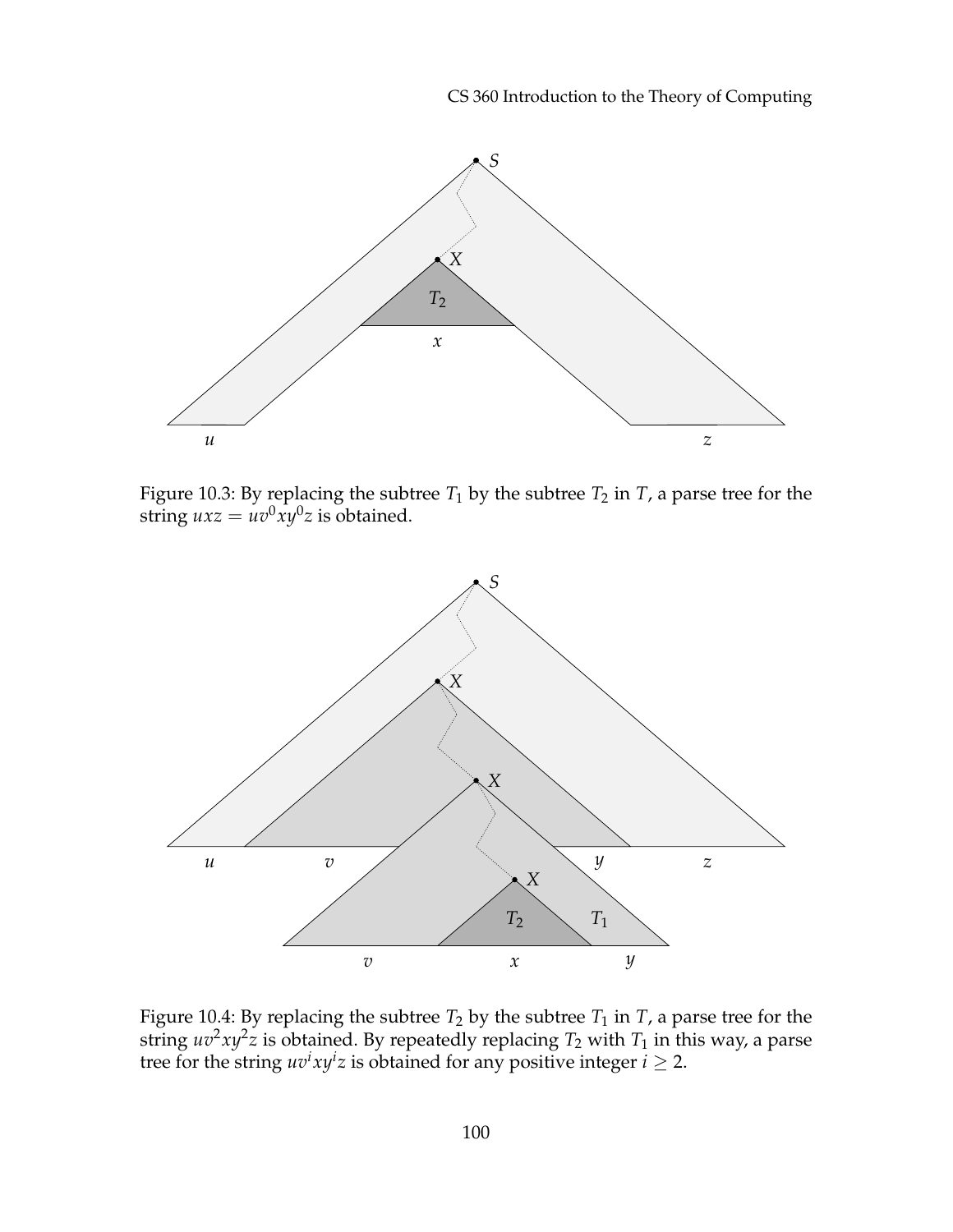Figure 10.3: By replacing the subtree $T_1$ by the subtree $T_2$ in $T$, a parse tree for the string $uxz = uv^0xy^0z$ is obtained.

Figure 10.4: By replacing the subtree $T_2$ by the subtree $T_1$ in $T$, a parse tree for the string $uv^2xy^2z$ is obtained. By repeatedly replacing $T_2$ with $T_1$ in this way, a parse tree for the string $uv^ixy^iz$ is obtained for any positive integer $i \geq 2$.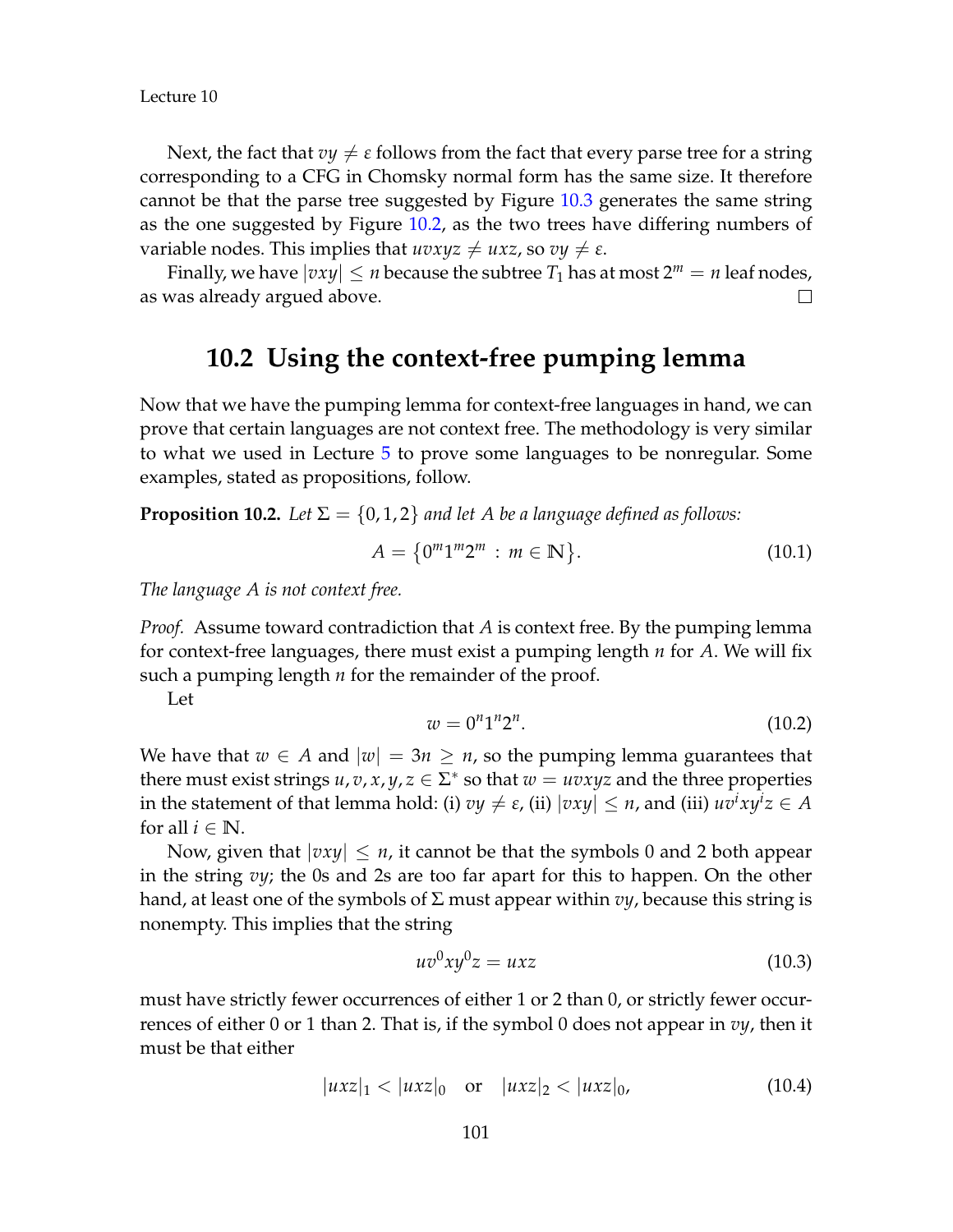Next, the fact that $vy \neq \varepsilon$ follows from the fact that every parse tree for a string corresponding to a CFG in Chomsky normal form has the same size. It therefore cannot be that the parse tree suggested by Figure 10.3 generates the same string as the one suggested by Figure 10.2, as the two trees have differing numbers of variable nodes. This implies that $uvxyz \neq uxz$, so $vy \neq \varepsilon$.

Finally, we have $|vxy| \leq n$ because the subtree $T_1$ has at most $2^m = n$ leaf nodes, as was already argued above. □

## 10.2 Using the context-free pumping lemma

Now that we have the pumping lemma for context-free languages in hand, we can prove that certain languages are not context free. The methodology is very similar to what we used in Lecture 5 to prove some languages to be nonregular. Some examples, stated as propositions, follow.

**Proposition 10.2.** *Let $\Sigma = \{0, 1, 2\}$ and let $A$ be a language defined as follows:*

$$A = \{0^m 1^m 2^m : m \in \mathbb{N}\}. \tag{10.1}$$

*The language $A$ is not context free.*

*Proof.* Assume toward contradiction that $A$ is context free. By the pumping lemma for context-free languages, there must exist a pumping length $n$ for $A$. We will fix such a pumping length $n$ for the remainder of the proof.

Let

$$w = 0^n 1^n 2^n. \tag{10.2}$$

We have that $w \in A$ and $|w| = 3n \geq n$, so the pumping lemma guarantees that there must exist strings $u, v, x, y, z \in \Sigma^*$ so that $w = uvxyz$ and the three properties in the statement of that lemma hold: (i) $vy \neq \varepsilon$, (ii) $|vxy| \leq n$, and (iii) $uv^i xy^i z \in A$ for all $i \in \mathbb{N}$.

Now, given that $|vxy| \leq n$, it cannot be that the symbols 0 and 2 both appear in the string $vy$; the 0s and 2s are too far apart for this to happen. On the other hand, at least one of the symbols of $\Sigma$ must appear within $vy$, because this string is nonempty. This implies that the string

$$uv^0 xy^0 z = uxz \tag{10.3}$$

must have strictly fewer occurrences of either 1 or 2 than 0, or strictly fewer occurrences of either 0 or 1 than 2. That is, if the symbol 0 does not appear in $vy$, then it must be that either

$$|uxz|_1 < |uxz|_0 \quad \text{or} \quad |uxz|_2 < |uxz|_0, \tag{10.4}$$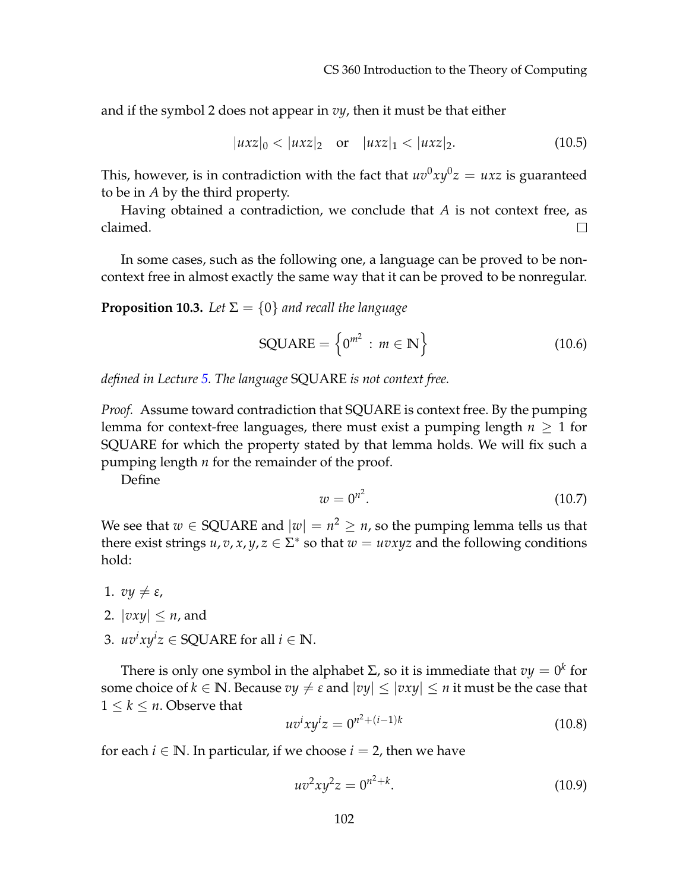and if the symbol 2 does not appear in $vy$, then it must be that either

$$|uxz|_0 < |uxz|_2 \quad \text{or} \quad |uxz|_1 < |uxz|_2. \tag{10.5}$$

This, however, is in contradiction with the fact that $uv^0xy^0z = uxz$ is guaranteed to be in $A$ by the third property.

Having obtained a contradiction, we conclude that $A$ is not context free, as claimed. □

In some cases, such as the following one, a language can be proved to be non-context free in almost exactly the same way that it can be proved to be nonregular.

**Proposition 10.3.** *Let $\Sigma = \{0\}$ and recall the language*

$$\text{SQUARE} = \left\{ 0^{m^2} \,:\, m \in \mathbb{N} \right\} \tag{10.6}$$

*defined in Lecture 5. The language* SQUARE *is not context free.*

*Proof.* Assume toward contradiction that SQUARE is context free. By the pumping lemma for context-free languages, there must exist a pumping length $n \geq 1$ for SQUARE for which the property stated by that lemma holds. We will fix such a pumping length $n$ for the remainder of the proof.

Define

$$w = 0^{n^2}. \tag{10.7}$$

We see that $w \in \text{SQUARE}$ and $|w| = n^2 \geq n$, so the pumping lemma tells us that there exist strings $u, v, x, y, z \in \Sigma^*$ so that $w = uvxyz$ and the following conditions hold:

1. $vy \neq \varepsilon$,
2. $|vxy| \leq n$, and
3. $uv^ixy^iz \in \text{SQUARE}$ for all $i \in \mathbb{N}$.

There is only one symbol in the alphabet $\Sigma$, so it is immediate that $vy = 0^k$ for some choice of $k \in \mathbb{N}$. Because $vy \neq \varepsilon$ and $|vy| \leq |vxy| \leq n$ it must be the case that $1 \leq k \leq n$. Observe that

$$uv^ixy^iz = 0^{n^2+(i-1)k} \tag{10.8}$$

for each $i \in \mathbb{N}$. In particular, if we choose $i = 2$, then we have

$$uv^2xy^2z = 0^{n^2+k}. \tag{10.9}$$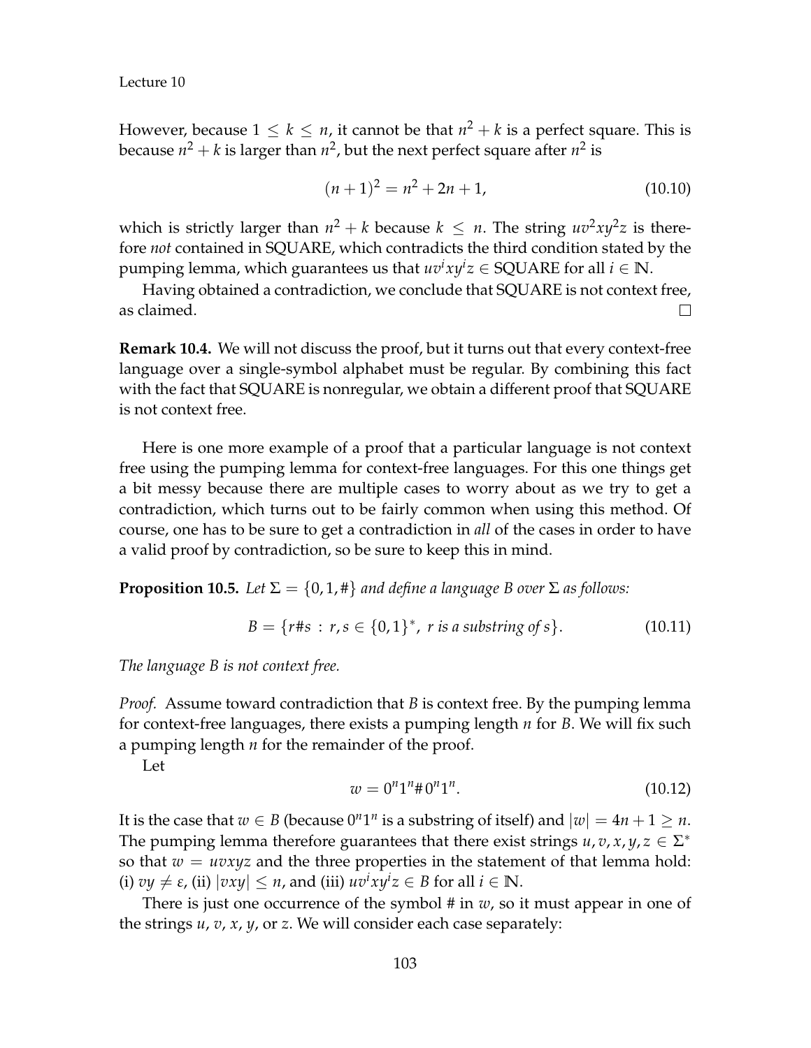However, because $1 \leq k \leq n$, it cannot be that $n^2 + k$ is a perfect square. This is because $n^2 + k$ is larger than $n^2$, but the next perfect square after $n^2$ is

$$(n+1)^2 = n^2 + 2n + 1, \tag{10.10}$$

which is strictly larger than $n^2 + k$ because $k \leq n$. The string $uv^2xy^2z$ is therefore *not* contained in SQUARE, which contradicts the third condition stated by the pumping lemma, which guarantees us that $uv^ixy^iz \in \text{SQUARE}$ for all $i \in \mathbb{N}$.

Having obtained a contradiction, we conclude that SQUARE is not context free, as claimed. □

**Remark 10.4.** We will not discuss the proof, but it turns out that every context-free language over a single-symbol alphabet must be regular. By combining this fact with the fact that SQUARE is nonregular, we obtain a different proof that SQUARE is not context free.

Here is one more example of a proof that a particular language is not context free using the pumping lemma for context-free languages. For this one things get a bit messy because there are multiple cases to worry about as we try to get a contradiction, which turns out to be fairly common when using this method. Of course, one has to be sure to get a contradiction in *all* of the cases in order to have a valid proof by contradiction, so be sure to keep this in mind.

**Proposition 10.5.** *Let $\Sigma = \{0, 1, \#\}$ and define a language $B$ over $\Sigma$ as follows:*

$$B = \{r\#s \,:\, r, s \in \{0,1\}^*, \ r \text{ is a substring of } s\}. \tag{10.11}$$

*The language $B$ is not context free.*

*Proof.* Assume toward contradiction that $B$ is context free. By the pumping lemma for context-free languages, there exists a pumping length $n$ for $B$. We will fix such a pumping length $n$ for the remainder of the proof.

Let

$$w = 0^n 1^n \# 0^n 1^n. \tag{10.12}$$

It is the case that $w \in B$ (because $0^n1^n$ is a substring of itself) and $|w| = 4n + 1 \geq n$. The pumping lemma therefore guarantees that there exist strings $u, v, x, y, z \in \Sigma^*$ so that $w = uvxyz$ and the three properties in the statement of that lemma hold: (i) $vy \neq \varepsilon$, (ii) $|vxy| \leq n$, and (iii) $uv^ixy^iz \in B$ for all $i \in \mathbb{N}$.

There is just one occurrence of the symbol # in $w$, so it must appear in one of the strings $u$, $v$, $x$, $y$, or $z$. We will consider each case separately: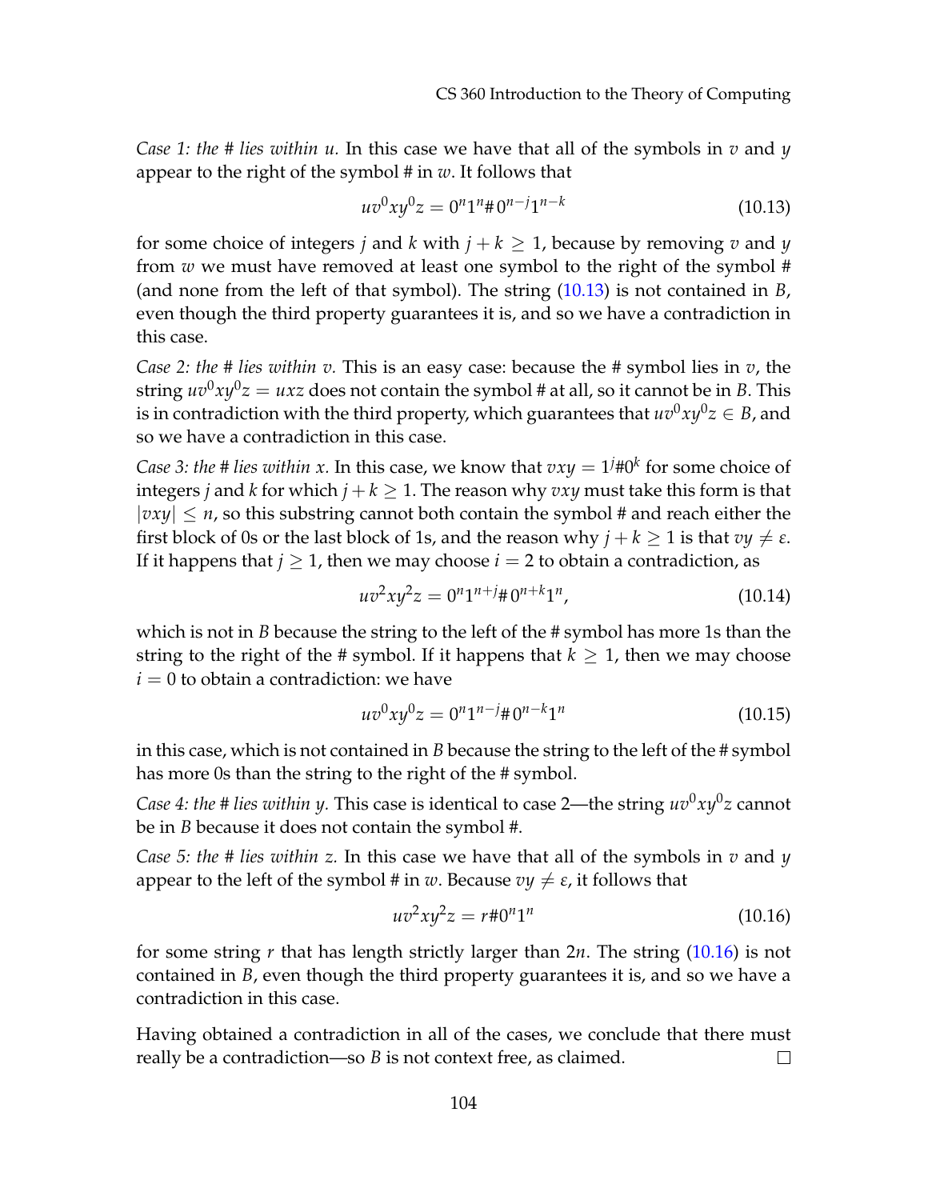*Case 1: the # lies within u.* In this case we have that all of the symbols in $v$ and $y$ appear to the right of the symbol # in $w$. It follows that

$$uv^0xy^0z = 0^n1^n\#0^{n-j}1^{n-k} \tag{10.13}$$

for some choice of integers $j$ and $k$ with $j + k \geq 1$, because by removing $v$ and $y$ from $w$ we must have removed at least one symbol to the right of the symbol # (and none from the left of that symbol). The string (10.13) is not contained in $B$, even though the third property guarantees it is, and so we have a contradiction in this case.

*Case 2: the # lies within v.* This is an easy case: because the # symbol lies in $v$, the string $uv^0xy^0z = uxz$ does not contain the symbol # at all, so it cannot be in $B$. This is in contradiction with the third property, which guarantees that $uv^0xy^0z \in B$, and so we have a contradiction in this case.

*Case 3: the # lies within x.* In this case, we know that $vxy = 1^j\#0^k$ for some choice of integers $j$ and $k$ for which $j + k \geq 1$. The reason why $vxy$ must take this form is that $|vxy| \leq n$, so this substring cannot both contain the symbol # and reach either the first block of 0s or the last block of 1s, and the reason why $j + k \geq 1$ is that $vy \neq \varepsilon$. If it happens that $j \geq 1$, then we may choose $i = 2$ to obtain a contradiction, as

$$uv^2xy^2z = 0^n1^{n+j}\#0^{n+k}1^n, \tag{10.14}$$

which is not in $B$ because the string to the left of the # symbol has more 1s than the string to the right of the # symbol. If it happens that $k \geq 1$, then we may choose $i = 0$ to obtain a contradiction: we have

$$uv^0xy^0z = 0^n1^{n-j}\#0^{n-k}1^n \tag{10.15}$$

in this case, which is not contained in $B$ because the string to the left of the # symbol has more 0s than the string to the right of the # symbol.

*Case 4: the # lies within y.* This case is identical to case 2—the string $uv^0xy^0z$ cannot be in $B$ because it does not contain the symbol #.

*Case 5: the # lies within z.* In this case we have that all of the symbols in $v$ and $y$ appear to the left of the symbol # in $w$. Because $vy \neq \varepsilon$, it follows that

$$uv^2xy^2z = r\#0^n1^n \tag{10.16}$$

for some string $r$ that has length strictly larger than $2n$. The string (10.16) is not contained in $B$, even though the third property guarantees it is, and so we have a contradiction in this case.

Having obtained a contradiction in all of the cases, we conclude that there must really be a contradiction—so $B$ is not context free, as claimed. □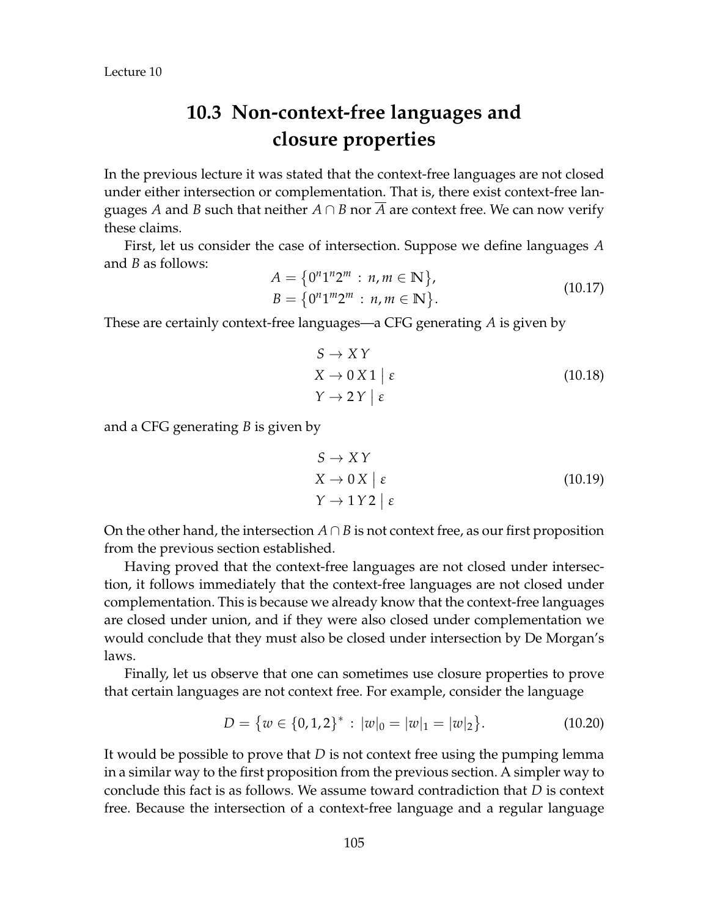## 10.3 Non-context-free languages and closure properties

In the previous lecture it was stated that the context-free languages are not closed under either intersection or complementation. That is, there exist context-free languages $A$ and $B$ such that neither $A \cap B$ nor $\overline{A}$ are context free. We can now verify these claims.

First, let us consider the case of intersection. Suppose we define languages $A$ and $B$ as follows:

$$\begin{aligned} A &= \{0^n 1^n 2^m \, : \, n, m \in \mathbb{N}\}, \\ B &= \{0^n 1^m 2^m \, : \, n, m \in \mathbb{N}\}. \end{aligned} \tag{10.17}$$

These are certainly context-free languages—a CFG generating $A$ is given by

$$\begin{aligned} S &\rightarrow X\,Y \\ X &\rightarrow 0\,X\,1 \mid \varepsilon \\ Y &\rightarrow 2\,Y \mid \varepsilon \end{aligned} \tag{10.18}$$

and a CFG generating $B$ is given by

$$\begin{aligned} S &\rightarrow X\,Y \\ X &\rightarrow 0\,X \mid \varepsilon \\ Y &\rightarrow 1\,Y\,2 \mid \varepsilon \end{aligned} \tag{10.19}$$

On the other hand, the intersection $A \cap B$ is not context free, as our first proposition from the previous section established.

Having proved that the context-free languages are not closed under intersection, it follows immediately that the context-free languages are not closed under complementation. This is because we already know that the context-free languages are closed under union, and if they were also closed under complementation we would conclude that they must also be closed under intersection by De Morgan's laws.

Finally, let us observe that one can sometimes use closure properties to prove that certain languages are not context free. For example, consider the language

$$D = \{w \in \{0, 1, 2\}^* \, : \, |w|_0 = |w|_1 = |w|_2\}. \tag{10.20}$$

It would be possible to prove that $D$ is not context free using the pumping lemma in a similar way to the first proposition from the previous section. A simpler way to conclude this fact is as follows. We assume toward contradiction that $D$ is context free. Because the intersection of a context-free language and a regular language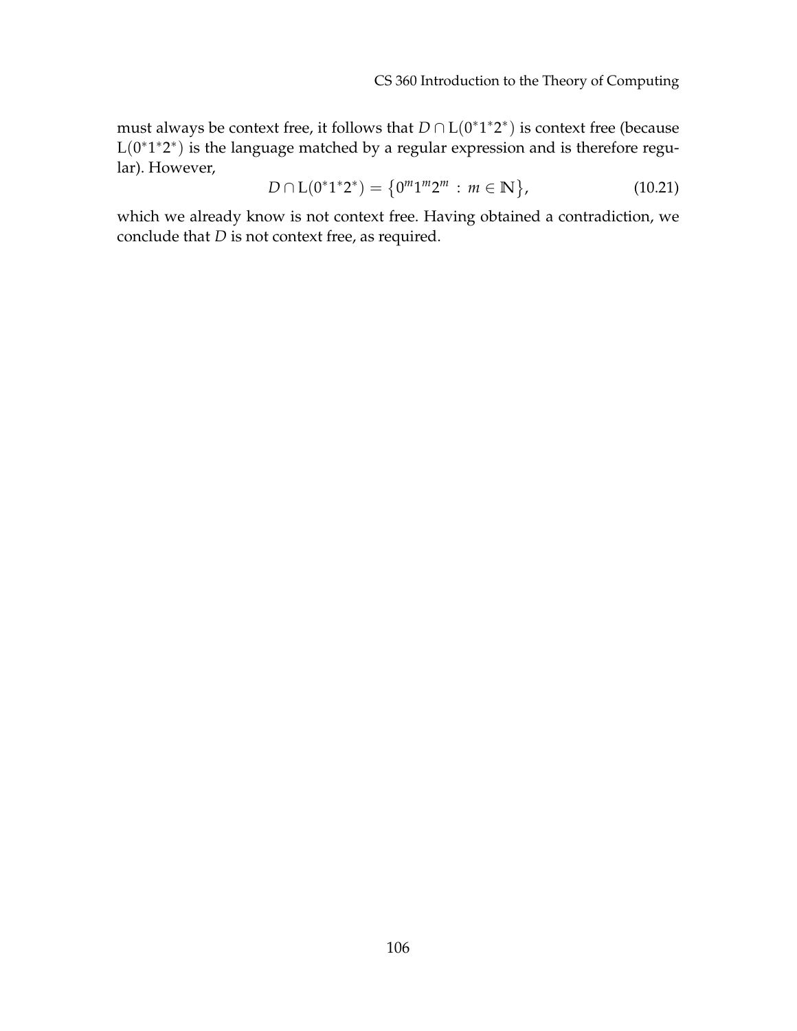must always be context free, it follows that $D \cap \mathrm{L}(0^*1^*2^*)$ is context free (because $\mathrm{L}(0^*1^*2^*)$ is the language matched by a regular expression and is therefore regular). However,

$$D \cap \mathrm{L}(0^*1^*2^*) = \{0^m 1^m 2^m : m \in \mathbb{N}\}, \tag{10.21}$$

which we already know is not context free. Having obtained a contradiction, we conclude that $D$ is not context free, as required.